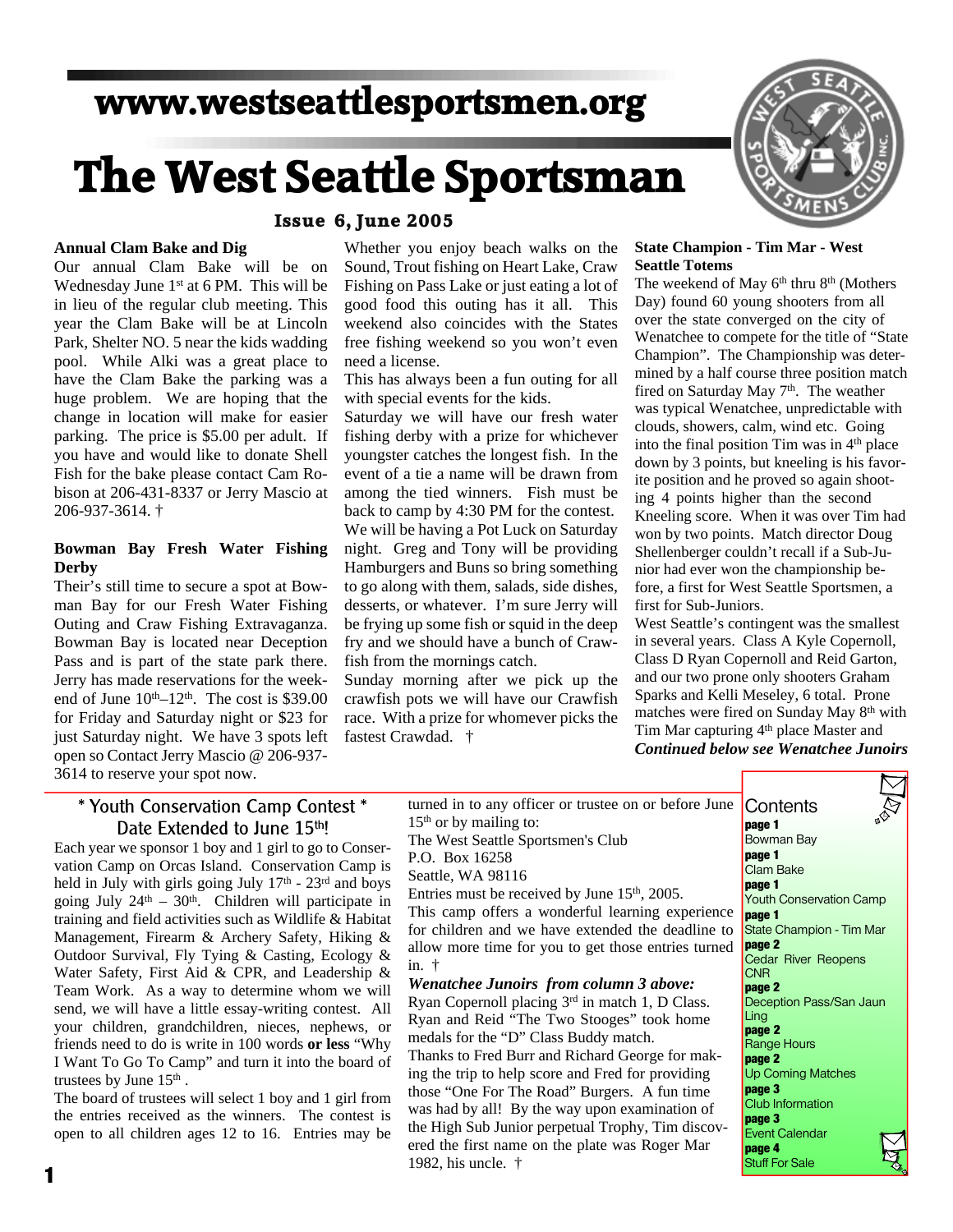# www.westseattlesportsmen.org

# The West Seattle Sportsman

**Issue 6, June 2005**

### Annual Clam Bake and Dig

Our annual Clam Bake will be on Wednesday June 1st at 6 PM. This will be in lieu of the regular club meeting. This year the Clam Bake will be at Lincoln Park, Shelter NO. 5 near the kids wadding pool. While Alki was a great place to have the Clam Bake the parking was a huge problem. We are hoping that the change in location will make for easier parking. The price is $5.00 per adult. If you have and would like to donate Shell Fish for the bake please contact Cam Robison at 206-431-8337 or Jerry Mascio at 206-937-3614. †

### Bowman Bay Fresh Water Fishing Derby

Their's still time to secure a spot at Bowman Bay for our Fresh Water Fishing Outing and Craw Fishing Extravaganza. Bowman Bay is located near Deception Pass and is part of the state park there. Jerry has made reservations for the weekend of June 10th–12th. The cost is $39.00 for Friday and Saturday night or $23 for just Saturday night. We have 3 spots left open so Contact Jerry Mascio @ 206-937-3614 to reserve your spot now.

Whether you enjoy beach walks on the Sound, Trout fishing on Heart Lake, Craw Fishing on Pass Lake or just eating a lot of good food this outing has it all. This weekend also coincides with the States free fishing weekend so you won't even need a license.

This has always been a fun outing for all with special events for the kids.

Saturday we will have our fresh water fishing derby with a prize for whichever youngster catches the longest fish. In the event of a tie a name will be drawn from among the tied winners. Fish must be back to camp by 4:30 PM for the contest.

We will be having a Pot Luck on Saturday night. Greg and Tony will be providing Hamburgers and Buns so bring something to go along with them, salads, side dishes, desserts, or whatever. I'm sure Jerry will be frying up some fish or squid in the deep fry and we should have a bunch of Crawfish from the mornings catch.

Sunday morning after we pick up the crawfish pots we will have our Crawfish race. With a prize for whomever picks the fastest Crawdad. †

### State Champion - Tim Mar - West Seattle Totems

The weekend of May 6th thru 8th (Mothers Day) found 60 young shooters from all over the state converged on the city of Wenatchee to compete for the title of "State Champion". The Championship was determined by a half course three position match fired on Saturday May 7th. The weather was typical Wenatchee, unpredictable with clouds, showers, calm, wind etc. Going into the final position Tim was in 4th place down by 3 points, but kneeling is his favorite position and he proved so again shooting 4 points higher than the second Kneeling score. When it was over Tim had won by two points. Match director Doug Shellenberger couldn't recall if a Sub-Junior had ever won the championship before, a first for West Seattle Sportsmen, a first for Sub-Juniors.

West Seattle's contingent was the smallest in several years. Class A Kyle Copernoll, Class D Ryan Copernoll and Reid Garton, and our two prone only shooters Graham Sparks and Kelli Meseley, 6 total. Prone matches were fired on Sunday May 8th with Tim Mar capturing 4th place Master and

***Continued below see Wenatchee Junoirs***

### * Youth Conservation Camp Contest * Date Extended to June 15th!

Each year we sponsor 1 boy and 1 girl to go to Conservation Camp on Orcas Island. Conservation Camp is held in July with girls going July 17th - 23rd and boys going July 24th – 30th. Children will participate in training and field activities such as Wildlife & Habitat Management, Firearm & Archery Safety, Hiking & Outdoor Survival, Fly Tying & Casting, Ecology & Water Safety, First Aid & CPR, and Leadership & Team Work. As a way to determine whom we will send, we will have a little essay-writing contest. All your children, grandchildren, nieces, nephews, or friends need to do is write in 100 words **or less** "Why I Want To Go To Camp" and turn it into the board of trustees by June 15th .

The board of trustees will select 1 boy and 1 girl from the entries received as the winners. The contest is open to all children ages 12 to 16. Entries may be turned in to any officer or trustee on or before June 15th or by mailing to:

The West Seattle Sportsmen's Club
P.O. Box 16258
Seattle, WA 98116

Entries must be received by June 15th, 2005.

This camp offers a wonderful learning experience for children and we have extended the deadline to allow more time for you to get those entries turned in. †

***Wenatchee Junoirs from column 3 above:***

Ryan Copernoll placing 3rd in match 1, D Class. Ryan and Reid "The Two Stooges" took home medals for the "D" Class Buddy match.

Thanks to Fred Burr and Richard George for making the trip to help score and Fred for providing those "One For The Road" Burgers. A fun time was had by all! By the way upon examination of the High Sub Junior perpetual Trophy, Tim discovered the first name on the plate was Roger Mar 1982, his uncle. †

### Contents

**page 1** Bowman Bay
**page 1** Clam Bake
**page 1** Youth Conservation Camp
**page 1** State Champion - Tim Mar
**page 2** Cedar River Reopens CNR
**page 2** Deception Pass/San Jaun Ling
**page 2** Range Hours
**page 2** Up Coming Matches
**page 3** Club Information
**page 3** Event Calendar
**page 4** Stuff For Sale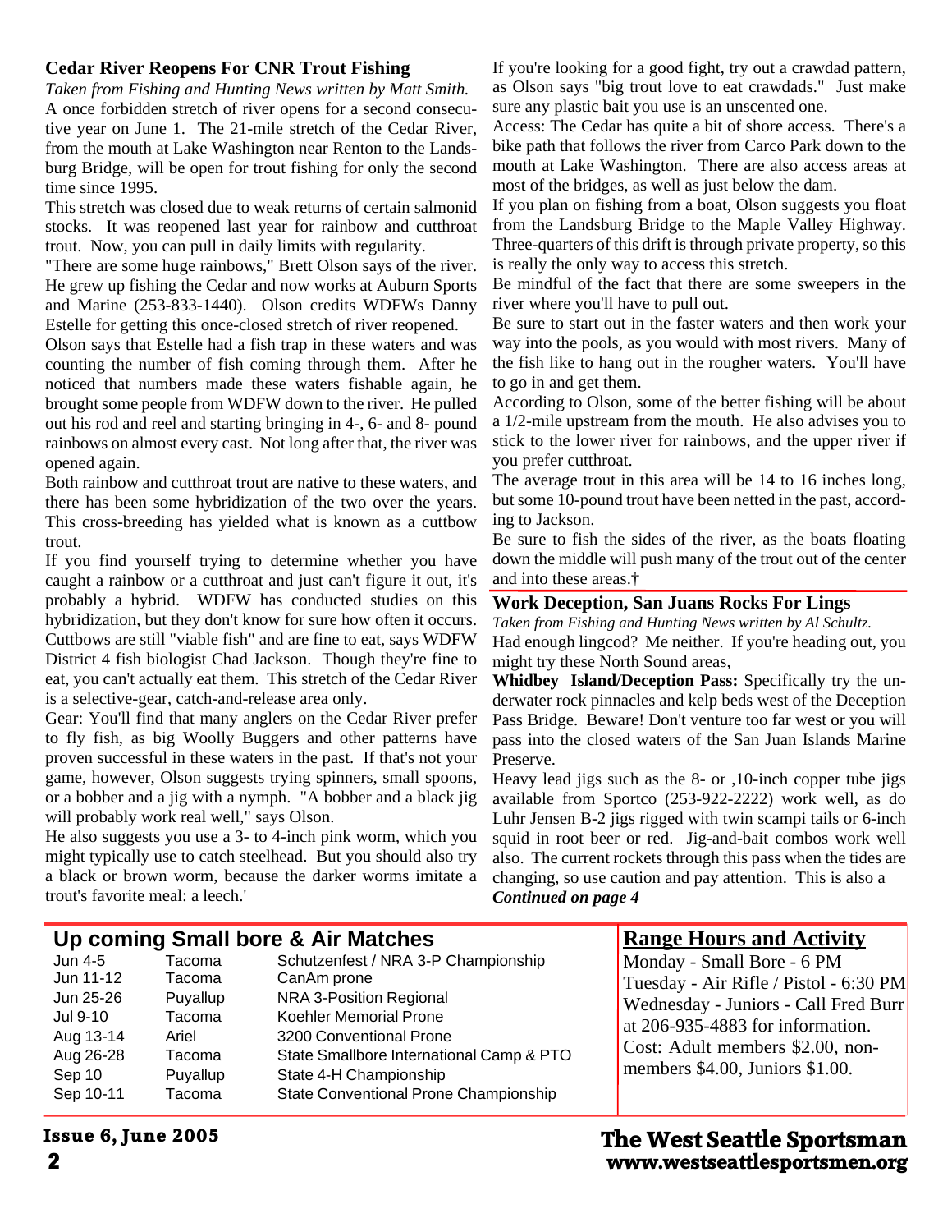## Cedar River Reopens For CNR Trout Fishing

*Taken from Fishing and Hunting News written by Matt Smith.*

A once forbidden stretch of river opens for a second consecutive year on June 1. The 21-mile stretch of the Cedar River, from the mouth at Lake Washington near Renton to the Landsburg Bridge, will be open for trout fishing for only the second time since 1995.

This stretch was closed due to weak returns of certain salmonid stocks. It was reopened last year for rainbow and cutthroat trout. Now, you can pull in daily limits with regularity.

"There are some huge rainbows," Brett Olson says of the river. He grew up fishing the Cedar and now works at Auburn Sports and Marine (253-833-1440). Olson credits WDFWs Danny Estelle for getting this once-closed stretch of river reopened.

Olson says that Estelle had a fish trap in these waters and was counting the number of fish coming through them. After he noticed that numbers made these waters fishable again, he brought some people from WDFW down to the river. He pulled out his rod and reel and starting bringing in 4-, 6- and 8- pound rainbows on almost every cast. Not long after that, the river was opened again.

Both rainbow and cutthroat trout are native to these waters, and there has been some hybridization of the two over the years. This cross-breeding has yielded what is known as a cuttbow trout.

If you find yourself trying to determine whether you have caught a rainbow or a cutthroat and just can't figure it out, it's probably a hybrid. WDFW has conducted studies on this hybridization, but they don't know for sure how often it occurs. Cuttbows are still "viable fish" and are fine to eat, says WDFW District 4 fish biologist Chad Jackson. Though they're fine to eat, you can't actually eat them. This stretch of the Cedar River is a selective-gear, catch-and-release area only.

Gear: You'll find that many anglers on the Cedar River prefer to fly fish, as big Woolly Buggers and other patterns have proven successful in these waters in the past. If that's not your game, however, Olson suggests trying spinners, small spoons, or a bobber and a jig with a nymph. "A bobber and a black jig will probably work real well," says Olson.

He also suggests you use a 3- to 4-inch pink worm, which you might typically use to catch steelhead. But you should also try a black or brown worm, because the darker worms imitate a trout's favorite meal: a leech.'

If you're looking for a good fight, try out a crawdad pattern, as Olson says "big trout love to eat crawdads." Just make sure any plastic bait you use is an unscented one.

Access: The Cedar has quite a bit of shore access. There's a bike path that follows the river from Carco Park down to the mouth at Lake Washington. There are also access areas at most of the bridges, as well as just below the dam.

If you plan on fishing from a boat, Olson suggests you float from the Landsburg Bridge to the Maple Valley Highway. Three-quarters of this drift is through private property, so this is really the only way to access this stretch.

Be mindful of the fact that there are some sweepers in the river where you'll have to pull out.

Be sure to start out in the faster waters and then work your way into the pools, as you would with most rivers. Many of the fish like to hang out in the rougher waters. You'll have to go in and get them.

According to Olson, some of the better fishing will be about a 1/2-mile upstream from the mouth. He also advises you to stick to the lower river for rainbows, and the upper river if you prefer cutthroat.

The average trout in this area will be 14 to 16 inches long, but some 10-pound trout have been netted in the past, according to Jackson.

Be sure to fish the sides of the river, as the boats floating down the middle will push many of the trout out of the center and into these areas.†

## Work Deception, San Juans Rocks For Lings

*Taken from Fishing and Hunting News written by Al Schultz.*

Had enough lingcod? Me neither. If you're heading out, you might try these North Sound areas,

**Whidbey Island/Deception Pass:** Specifically try the underwater rock pinnacles and kelp beds west of the Deception Pass Bridge. Beware! Don't venture too far west or you will pass into the closed waters of the San Juan Islands Marine Preserve.

Heavy lead jigs such as the 8- or ,10-inch copper tube jigs available from Sportco (253-922-2222) work well, as do Luhr Jensen B-2 jigs rigged with twin scampi tails or 6-inch squid in root beer or red. Jig-and-bait combos work well also. The current rockets through this pass when the tides are changing, so use caution and pay attention. This is also a

***Continued on page 4***

## Up coming Small bore & Air Matches

| Date | Location | Event |
|---|---|---|
| Jun 4-5 | Tacoma | Schutzenfest / NRA 3-P Championship |
| Jun 11-12 | Tacoma | CanAm prone |
| Jun 25-26 | Puyallup | NRA 3-Position Regional |
| Jul 9-10 | Tacoma | Koehler Memorial Prone |
| Aug 13-14 | Ariel | 3200 Conventional Prone |
| Aug 26-28 | Tacoma | State Smallbore International Camp & PTO |
| Sep 10 | Puyallup | State 4-H Championship |
| Sep 10-11 | Tacoma | State Conventional Prone Championship |

## Range Hours and Activity

Monday - Small Bore - 6 PM
Tuesday - Air Rifle / Pistol - 6:30 PM
Wednesday - Juniors - Call Fred Burr at 206-935-4883 for information.
Cost: Adult members $2.00, non-members $4.00, Juniors $1.00.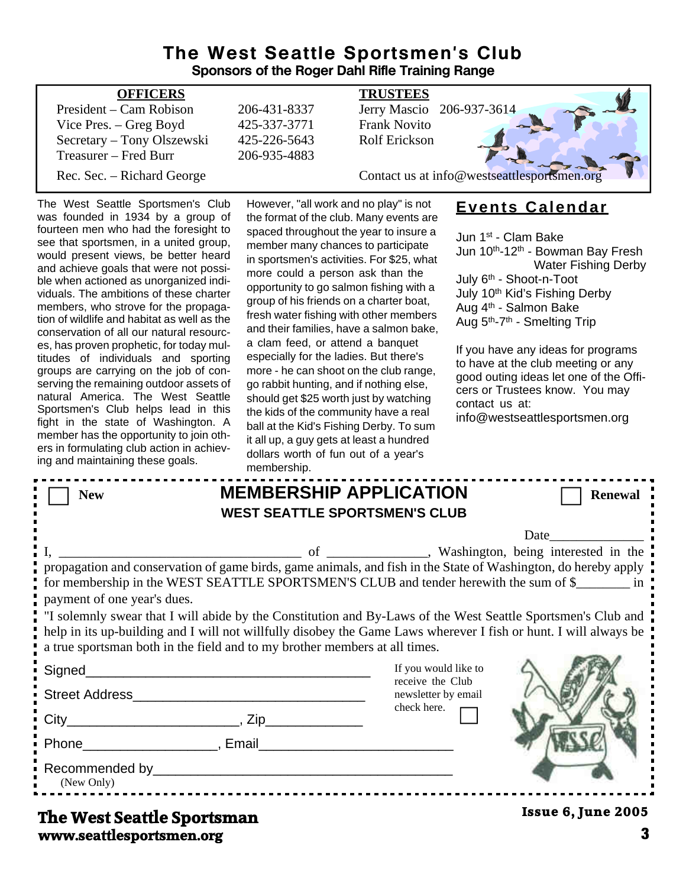# The West Seattle Sportsmen's Club

**Sponsors of the Roger Dahl Rifle Training Range**

| OFFICERS | | TRUSTEES | |
|---|---|---|---|
| President – Cam Robison | 206-431-8337 | Jerry Mascio | 206-937-3614 |
| Vice Pres. – Greg Boyd | 425-337-3771 | Frank Novito | |
| Secretary – Tony Olszewski | 425-226-5643 | Rolf Erickson | |
| Treasurer – Fred Burr | 206-935-4883 | | |
| Rec. Sec. – Richard George | | Contact us at info@westseattlesportsmen.org | |

The West Seattle Sportsmen's Club was founded in 1934 by a group of fourteen men who had the foresight to see that sportsmen, in a united group, would present views, be better heard and achieve goals that were not possible when actioned as unorganized individuals. The ambitions of these charter members, who strove for the propagation of wildlife and habitat as well as the conservation of all our natural resources, has proven prophetic, for today multitudes of individuals and sporting groups are carrying on the job of conserving the remaining outdoor assets of natural America. The West Seattle Sportsmen's Club helps lead in this fight in the state of Washington. A member has the opportunity to join others in formulating club action in achieving and maintaining these goals.

However, "all work and no play" is not the format of the club. Many events are spaced throughout the year to insure a member many chances to participate in sportsmen's activities. For $25, what more could a person ask than the opportunity to go salmon fishing with a group of his friends on a charter boat, fresh water fishing with other members and their families, have a salmon bake, a clam feed, or attend a banquet especially for the ladies. But there's more - he can shoot on the club range, go rabbit hunting, and if nothing else, should get $25 worth just by watching the kids of the community have a real ball at the Kid's Fishing Derby. To sum it all up, a guy gets at least a hundred dollars worth of fun out of a year's membership.

## Events Calendar

Jun 1st - Clam Bake
Jun 10th-12th - Bowman Bay Fresh Water Fishing Derby
July 6th - Shoot-n-Toot
July 10th Kid's Fishing Derby
Aug 4th - Salmon Bake
Aug 5th-7th - Smelting Trip

If you have any ideas for programs to have at the club meeting or any good outing ideas let one of the Officers or Trustees know. You may contact us at: info@westseattlesportsmen.org

---

☐ **New** ☐ **Renewal**

## MEMBERSHIP APPLICATION

**WEST SEATTLE SPORTSMEN'S CLUB**

Date______________

I, ____________________________________ of _______________, Washington, being interested in the propagation and conservation of game birds, game animals, and fish in the State of Washington, do hereby apply for membership in the WEST SEATTLE SPORTSMEN'S CLUB and tender herewith the sum of $________ in payment of one year's dues.

"I solemnly swear that I will abide by the Constitution and By-Laws of the West Seattle Sportsmen's Club and help in its up-building and I will not willfully disobey the Game Laws wherever I fish or hunt. I will always be a true sportsman both in the field and to my brother members at all times.

Signed______________________________________

Street Address_______________________________

City______________________, Zip_____________

Phone_________________, Email________________________

Recommended by______________________________________
(New Only)

If you would like to receive the Club newsletter by email check here. ☐

---

**The West Seattle Sportsman**
**www.seattlesportsmen.org**

**Issue 6, June 2005**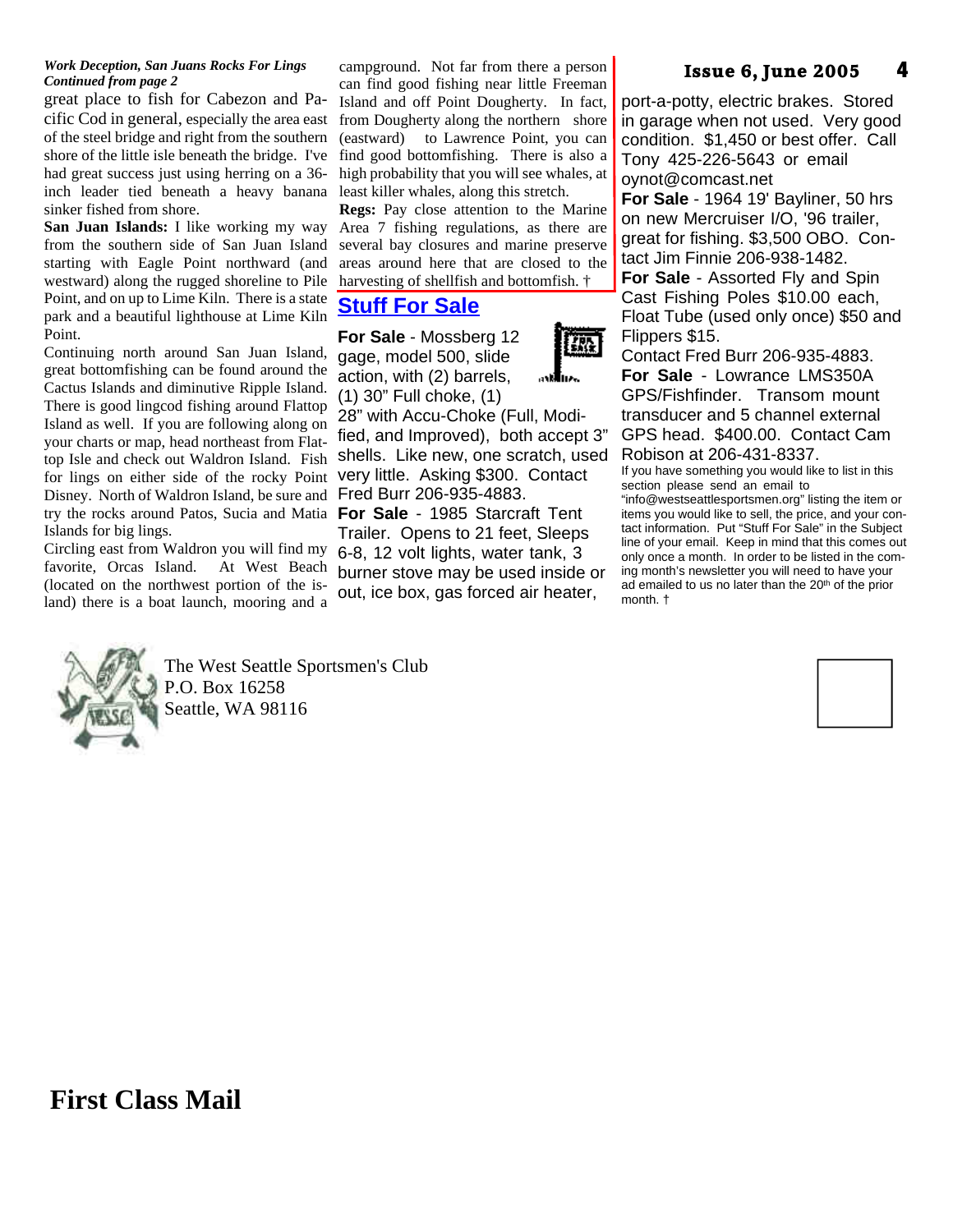*Work Deception, San Juans Rocks For Lings*
*Continued from page 2*

great place to fish for Cabezon and Pacific Cod in general, especially the area east of the steel bridge and right from the southern shore of the little isle beneath the bridge. I've had great success just using herring on a 36-inch leader tied beneath a heavy banana sinker fished from shore.

**San Juan Islands:** I like working my way from the southern side of San Juan Island starting with Eagle Point northward (and westward) along the rugged shoreline to Pile Point, and on up to Lime Kiln. There is a state park and a beautiful lighthouse at Lime Kiln Point.

Continuing north around San Juan Island, great bottomfishing can be found around the Cactus Islands and diminutive Ripple Island. There is good lingcod fishing around Flattop Island as well. If you are following along on your charts or map, head northeast from Flattop Isle and check out Waldron Island. Fish for lings on either side of the rocky Point Disney. North of Waldron Island, be sure and try the rocks around Patos, Sucia and Matia Islands for big lings.

Circling east from Waldron you will find my favorite, Orcas Island. At West Beach (located on the northwest portion of the island) there is a boat launch, mooring and a campground. Not far from there a person can find good fishing near little Freeman Island and off Point Dougherty. In fact, from Dougherty along the northern shore (eastward) to Lawrence Point, you can find good bottomfishing. There is also a high probability that you will see whales, at least killer whales, along this stretch.

**Regs:** Pay close attention to the Marine Area 7 fishing regulations, as there are several bay closures and marine preserve areas around here that are closed to the harvesting of shellfish and bottomfish. †

## Stuff For Sale

**For Sale** - Mossberg 12 gage, model 500, slide action, with (2) barrels, (1) 30" Full choke, (1) 28" with Accu-Choke (Full, Modified, and Improved), both accept 3" shells. Like new, one scratch, used very little. Asking $300. Contact Fred Burr 206-935-4883.

**For Sale** - 1985 Starcraft Tent Trailer. Opens to 21 feet, Sleeps 6-8, 12 volt lights, water tank, 3 burner stove may be used inside or out, ice box, gas forced air heater, port-a-potty, electric brakes. Stored in garage when not used. Very good condition. $1,450 or best offer. Call Tony 425-226-5643 or email oynot@comcast.net

**For Sale** - 1964 19' Bayliner, 50 hrs on new Mercruiser I/O, '96 trailer, great for fishing. $3,500 OBO. Contact Jim Finnie 206-938-1482.

**For Sale** - Assorted Fly and Spin Cast Fishing Poles $10.00 each, Float Tube (used only once) $50 and Flippers $15.
Contact Fred Burr 206-935-4883.

**For Sale** - Lowrance LMS350A GPS/Fishfinder. Transom mount transducer and 5 channel external GPS head. $400.00. Contact Cam Robison at 206-431-8337.

If you have something you would like to list in this section please send an email to "info@westseattlesportsmen.org" listing the item or items you would like to sell, the price, and your contact information. Put "Stuff For Sale" in the Subject line of your email. Keep in mind that this comes out only once a month. In order to be listed in the coming month's newsletter you will need to have your ad emailed to us no later than the 20th of the prior month. †

The West Seattle Sportsmen's Club
P.O. Box 16258
Seattle, WA 98116

**First Class Mail**